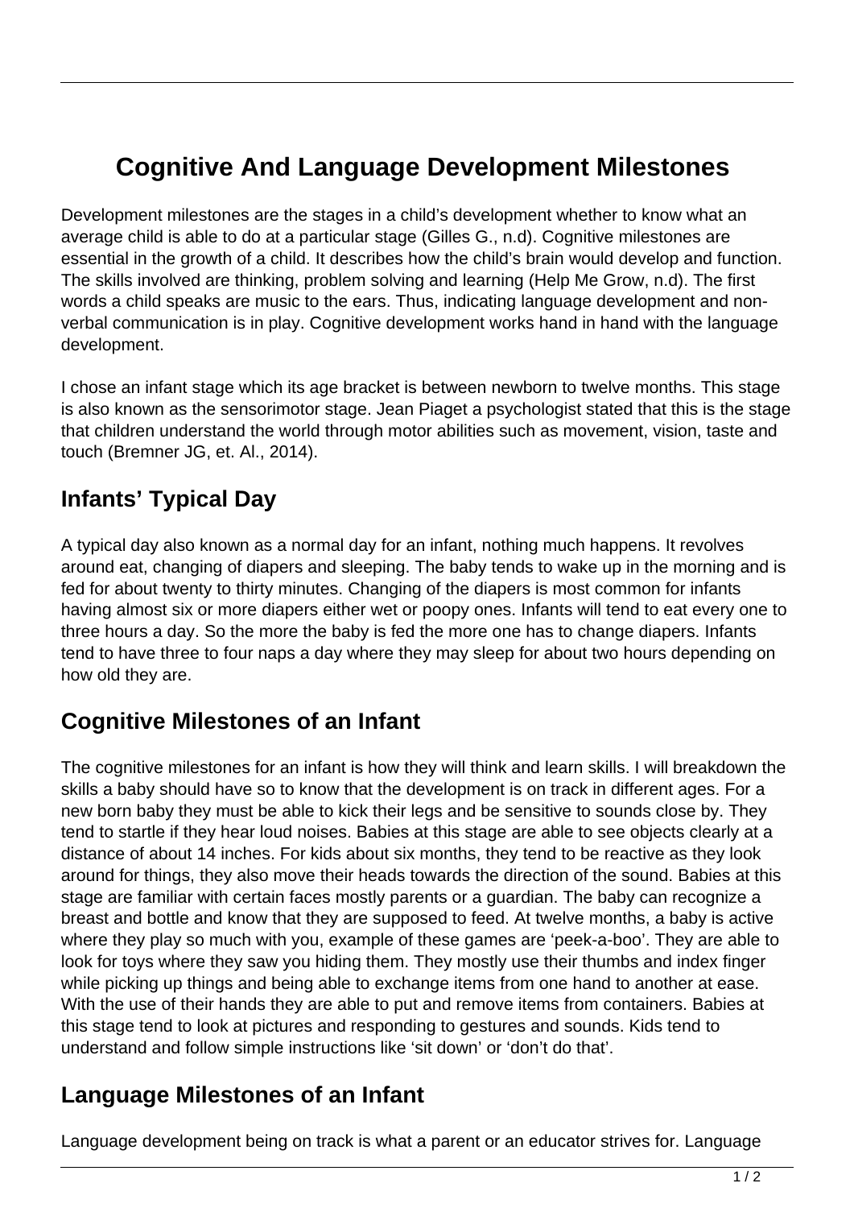# Cognitive And Language Development Milestones

Development milestones are the stages in a child's development whether to know what an average child is able to do at a particular stage (Gilles G., n.d). Cognitive milestones are essential in the growth of a child. It describes how the child's brain would develop and function. The skills involved are thinking, problem solving and learning (Help Me Grow, n.d). The first words a child speaks are music to the ears. Thus, indicating language development and non-verbal communication is in play. Cognitive development works hand in hand with the language development.

I chose an infant stage which its age bracket is between newborn to twelve months. This stage is also known as the sensorimotor stage. Jean Piaget a psychologist stated that this is the stage that children understand the world through motor abilities such as movement, vision, taste and touch (Bremner JG, et. Al., 2014).

## Infants' Typical Day

A typical day also known as a normal day for an infant, nothing much happens. It revolves around eat, changing of diapers and sleeping. The baby tends to wake up in the morning and is fed for about twenty to thirty minutes. Changing of the diapers is most common for infants having almost six or more diapers either wet or poopy ones. Infants will tend to eat every one to three hours a day. So the more the baby is fed the more one has to change diapers. Infants tend to have three to four naps a day where they may sleep for about two hours depending on how old they are.

## Cognitive Milestones of an Infant

The cognitive milestones for an infant is how they will think and learn skills. I will breakdown the skills a baby should have so to know that the development is on track in different ages. For a new born baby they must be able to kick their legs and be sensitive to sounds close by. They tend to startle if they hear loud noises. Babies at this stage are able to see objects clearly at a distance of about 14 inches. For kids about six months, they tend to be reactive as they look around for things, they also move their heads towards the direction of the sound. Babies at this stage are familiar with certain faces mostly parents or a guardian. The baby can recognize a breast and bottle and know that they are supposed to feed. At twelve months, a baby is active where they play so much with you, example of these games are 'peek-a-boo'. They are able to look for toys where they saw you hiding them. They mostly use their thumbs and index finger while picking up things and being able to exchange items from one hand to another at ease. With the use of their hands they are able to put and remove items from containers. Babies at this stage tend to look at pictures and responding to gestures and sounds. Kids tend to understand and follow simple instructions like 'sit down' or 'don't do that'.

## Language Milestones of an Infant

Language development being on track is what a parent or an educator strives for. Language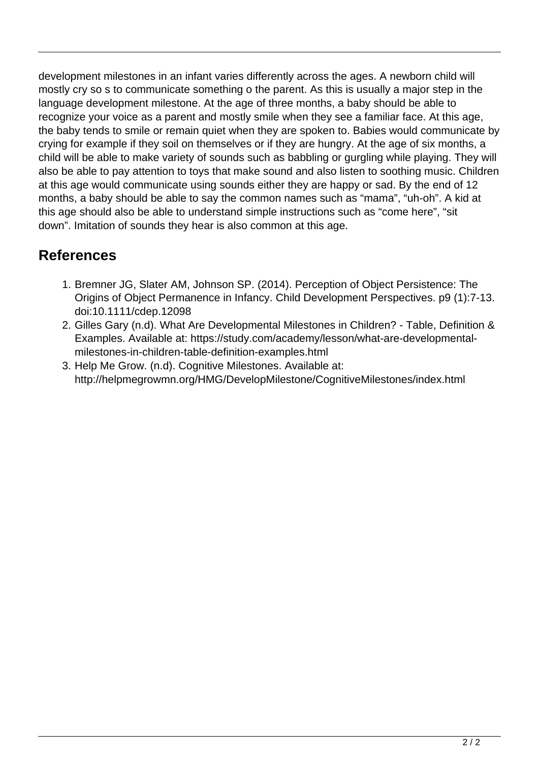development milestones in an infant varies differently across the ages. A newborn child will mostly cry so s to communicate something o the parent. As this is usually a major step in the language development milestone. At the age of three months, a baby should be able to recognize your voice as a parent and mostly smile when they see a familiar face. At this age, the baby tends to smile or remain quiet when they are spoken to. Babies would communicate by crying for example if they soil on themselves or if they are hungry. At the age of six months, a child will be able to make variety of sounds such as babbling or gurgling while playing. They will also be able to pay attention to toys that make sound and also listen to soothing music. Children at this age would communicate using sounds either they are happy or sad. By the end of 12 months, a baby should be able to say the common names such as "mama", "uh-oh". A kid at this age should also be able to understand simple instructions such as "come here", "sit down". Imitation of sounds they hear is also common at this age.

## References

1. Bremner JG, Slater AM, Johnson SP. (2014). Perception of Object Persistence: The Origins of Object Permanence in Infancy. Child Development Perspectives. p9 (1):7-13. doi:10.1111/cdep.12098
2. Gilles Gary (n.d). What Are Developmental Milestones in Children? - Table, Definition & Examples. Available at: https://study.com/academy/lesson/what-are-developmental-milestones-in-children-table-definition-examples.html
3. Help Me Grow. (n.d). Cognitive Milestones. Available at: http://helpmegrowmn.org/HMG/DevelopMilestone/CognitiveMilestones/index.html